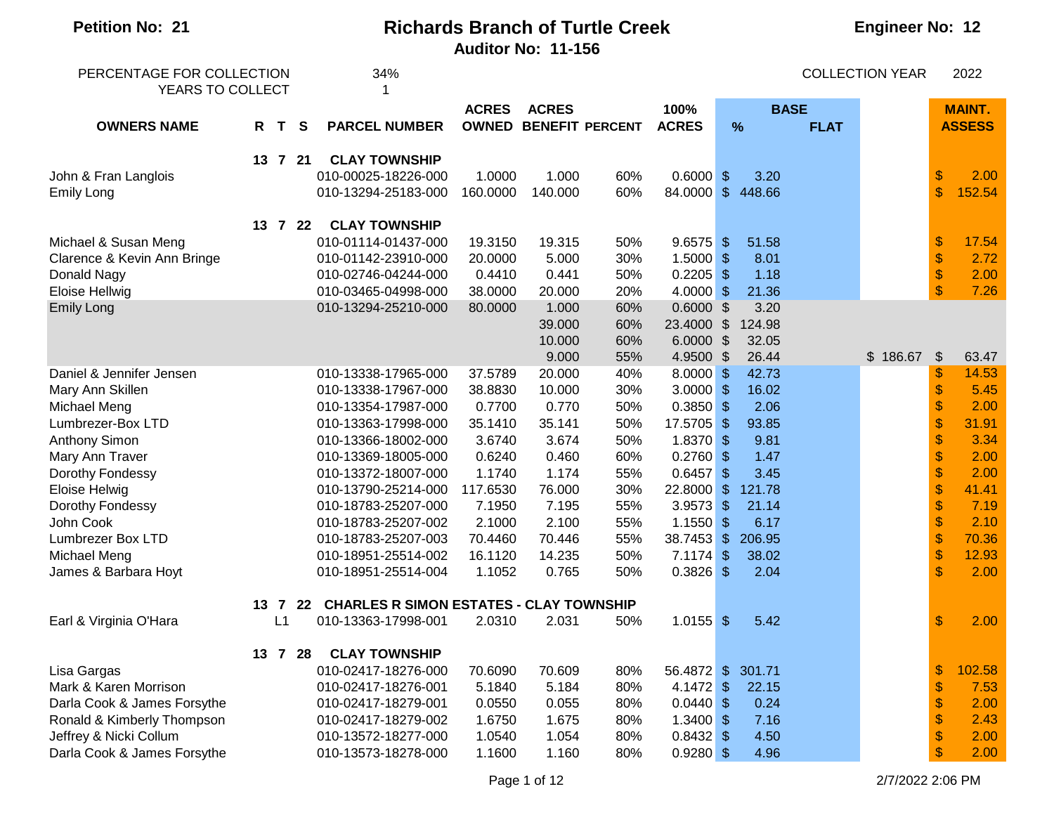**Petition No: 21**

# Richards Branch of Turtle Creek

**Auditor No: 11-156**

**Engineer No: 12**

PERCENTAGE FOR COLLECTION 34%
YEARS TO COLLECT 1

COLLECTION YEAR 2022

| OWNERS NAME | R | T | S | PARCEL NUMBER | ACRES OWNED | ACRES BENEFIT | PERCENT | 100% ACRES | BASE % | BASE FLAT | | MAINT. ASSESS |
|---|---|---|---|---|---|---|---|---|---|---|---|---|
| | 13 | 7 | 21 | **CLAY TOWNSHIP** | | | | | | | | |
| John & Fran Langlois | | | | 010-00025-18226-000 | 1.0000 | 1.000 | 60% | 0.6000 | $ 3.20 | | | $ 2.00 |
| Emily Long | | | | 010-13294-25183-000 | 160.0000 | 140.000 | 60% | 84.0000 | $ 448.66 | | | $ 152.54 |
| | 13 | 7 | 22 | **CLAY TOWNSHIP** | | | | | | | | |
| Michael & Susan Meng | | | | 010-01114-01437-000 | 19.3150 | 19.315 | 50% | 9.6575 | $ 51.58 | | | $ 17.54 |
| Clarence & Kevin Ann Bringe | | | | 010-01142-23910-000 | 20.0000 | 5.000 | 30% | 1.5000 | $ 8.01 | | | $ 2.72 |
| Donald Nagy | | | | 010-02746-04244-000 | 0.4410 | 0.441 | 50% | 0.2205 | $ 1.18 | | | $ 2.00 |
| Eloise Hellwig | | | | 010-03465-04998-000 | 38.0000 | 20.000 | 20% | 4.0000 | $ 21.36 | | | $ 7.26 |
| Emily Long | | | | 010-13294-25210-000 | 80.0000 | 1.000 | 60% | 0.6000 | $ 3.20 | | | |
| | | | | | | 39.000 | 60% | 23.4000 | $ 124.98 | | | |
| | | | | | | 10.000 | 60% | 6.0000 | $ 32.05 | | | |
| | | | | | | 9.000 | 55% | 4.9500 | $ 26.44 | | $ 186.67 | $ 63.47 |
| Daniel & Jennifer Jensen | | | | 010-13338-17965-000 | 37.5789 | 20.000 | 40% | 8.0000 | $ 42.73 | | | $ 14.53 |
| Mary Ann Skillen | | | | 010-13338-17967-000 | 38.8830 | 10.000 | 30% | 3.0000 | $ 16.02 | | | $ 5.45 |
| Michael Meng | | | | 010-13354-17987-000 | 0.7700 | 0.770 | 50% | 0.3850 | $ 2.06 | | | $ 2.00 |
| Lumbrezer-Box LTD | | | | 010-13363-17998-000 | 35.1410 | 35.141 | 50% | 17.5705 | $ 93.85 | | | $ 31.91 |
| Anthony Simon | | | | 010-13366-18002-000 | 3.6740 | 3.674 | 50% | 1.8370 | $ 9.81 | | | $ 3.34 |
| Mary Ann Traver | | | | 010-13369-18005-000 | 0.6240 | 0.460 | 60% | 0.2760 | $ 1.47 | | | $ 2.00 |
| Dorothy Fondessy | | | | 010-13372-18007-000 | 1.1740 | 1.174 | 55% | 0.6457 | $ 3.45 | | | $ 2.00 |
| Eloise Helwig | | | | 010-13790-25214-000 | 117.6530 | 76.000 | 30% | 22.8000 | $ 121.78 | | | $ 41.41 |
| Dorothy Fondessy | | | | 010-18783-25207-000 | 7.1950 | 7.195 | 55% | 3.9573 | $ 21.14 | | | $ 7.19 |
| John Cook | | | | 010-18783-25207-002 | 2.1000 | 2.100 | 55% | 1.1550 | $ 6.17 | | | $ 2.10 |
| Lumbrezer Box LTD | | | | 010-18783-25207-003 | 70.4460 | 70.446 | 55% | 38.7453 | $ 206.95 | | | $ 70.36 |
| Michael Meng | | | | 010-18951-25514-002 | 16.1120 | 14.235 | 50% | 7.1174 | $ 38.02 | | | $ 12.93 |
| James & Barbara Hoyt | | | | 010-18951-25514-004 | 1.1052 | 0.765 | 50% | 0.3826 | $ 2.04 | | | $ 2.00 |
| | 13 | 7 | 22 | **CHARLES R SIMON ESTATES - CLAY TOWNSHIP** | | | | | | | | |
| Earl & Virginia O'Hara | | L1 | | 010-13363-17998-001 | 2.0310 | 2.031 | 50% | 1.0155 | $ 5.42 | | | $ 2.00 |
| | 13 | 7 | 28 | **CLAY TOWNSHIP** | | | | | | | | |
| Lisa Gargas | | | | 010-02417-18276-000 | 70.6090 | 70.609 | 80% | 56.4872 | $ 301.71 | | | $ 102.58 |
| Mark & Karen Morrison | | | | 010-02417-18276-001 | 5.1840 | 5.184 | 80% | 4.1472 | $ 22.15 | | | $ 7.53 |
| Darla Cook & James Forsythe | | | | 010-02417-18279-001 | 0.0550 | 0.055 | 80% | 0.0440 | $ 0.24 | | | $ 2.00 |
| Ronald & Kimberly Thompson | | | | 010-02417-18279-002 | 1.6750 | 1.675 | 80% | 1.3400 | $ 7.16 | | | $ 2.43 |
| Jeffrey & Nicki Collum | | | | 010-13572-18277-000 | 1.0540 | 1.054 | 80% | 0.8432 | $ 4.50 | | | $ 2.00 |
| Darla Cook & James Forsythe | | | | 010-13573-18278-000 | 1.1600 | 1.160 | 80% | 0.9280 | $ 4.96 | | | $ 2.00 |

2/7/2022 2:06 PM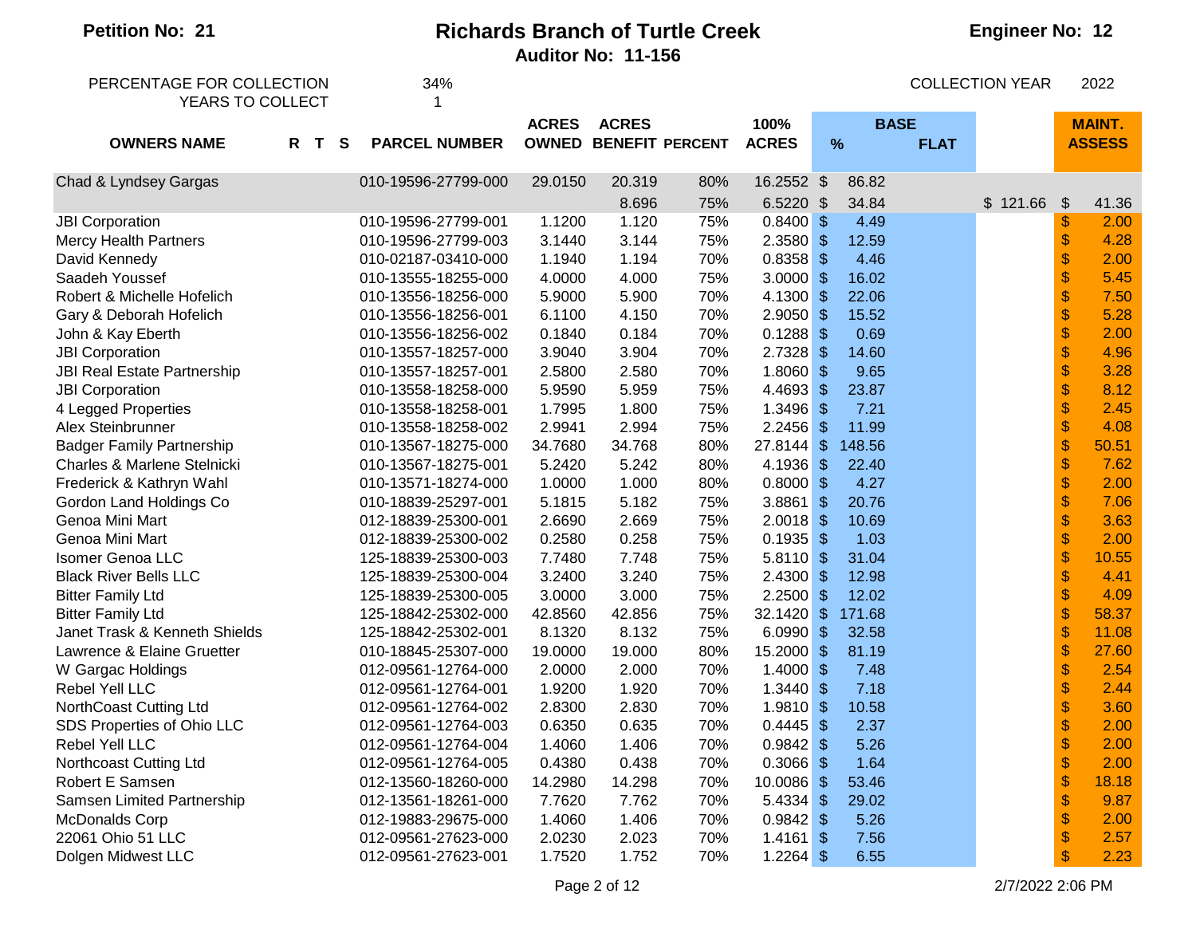**Petition No: 21**

# Richards Branch of Turtle Creek

**Auditor No: 11-156**

**Engineer No: 12**

PERCENTAGE FOR COLLECTION 34%
YEARS TO COLLECT 1

COLLECTION YEAR 2022

| OWNERS NAME | R | T | S | PARCEL NUMBER | ACRES OWNED | ACRES BENEFIT | PERCENT | 100% ACRES | BASE % | BASE FLAT | | MAINT. ASSESS |
|---|---|---|---|---|---|---|---|---|---|---|---|---|
| Chad & Lyndsey Gargas | | | | 010-19596-27799-000 | 29.0150 | 20.319 | 80% | 16.2552 | $ 86.82 | | | |
| | | | | | | 8.696 | 75% | 6.5220 | $ 34.84 | | $ 121.66 | $ 41.36 |
| JBI Corporation | | | | 010-19596-27799-001 | 1.1200 | 1.120 | 75% | 0.8400 | $ 4.49 | | | $ 2.00 |
| Mercy Health Partners | | | | 010-19596-27799-003 | 3.1440 | 3.144 | 75% | 2.3580 | $ 12.59 | | | $ 4.28 |
| David Kennedy | | | | 010-02187-03410-000 | 1.1940 | 1.194 | 70% | 0.8358 | $ 4.46 | | | $ 2.00 |
| Saadeh Youssef | | | | 010-13555-18255-000 | 4.0000 | 4.000 | 75% | 3.0000 | $ 16.02 | | | $ 5.45 |
| Robert & Michelle Hofelich | | | | 010-13556-18256-000 | 5.9000 | 5.900 | 70% | 4.1300 | $ 22.06 | | | $ 7.50 |
| Gary & Deborah Hofelich | | | | 010-13556-18256-001 | 6.1100 | 4.150 | 70% | 2.9050 | $ 15.52 | | | $ 5.28 |
| John & Kay Eberth | | | | 010-13556-18256-002 | 0.1840 | 0.184 | 70% | 0.1288 | $ 0.69 | | | $ 2.00 |
| JBI Corporation | | | | 010-13557-18257-000 | 3.9040 | 3.904 | 70% | 2.7328 | $ 14.60 | | | $ 4.96 |
| JBI Real Estate Partnership | | | | 010-13557-18257-001 | 2.5800 | 2.580 | 70% | 1.8060 | $ 9.65 | | | $ 3.28 |
| JBI Corporation | | | | 010-13558-18258-000 | 5.9590 | 5.959 | 75% | 4.4693 | $ 23.87 | | | $ 8.12 |
| 4 Legged Properties | | | | 010-13558-18258-001 | 1.7995 | 1.800 | 75% | 1.3496 | $ 7.21 | | | $ 2.45 |
| Alex Steinbrunner | | | | 010-13558-18258-002 | 2.9941 | 2.994 | 75% | 2.2456 | $ 11.99 | | | $ 4.08 |
| Badger Family Partnership | | | | 010-13567-18275-000 | 34.7680 | 34.768 | 80% | 27.8144 | $ 148.56 | | | $ 50.51 |
| Charles & Marlene Stelnicki | | | | 010-13567-18275-001 | 5.2420 | 5.242 | 80% | 4.1936 | $ 22.40 | | | $ 7.62 |
| Frederick & Kathryn Wahl | | | | 010-13571-18274-000 | 1.0000 | 1.000 | 80% | 0.8000 | $ 4.27 | | | $ 2.00 |
| Gordon Land Holdings Co | | | | 010-18839-25297-001 | 5.1815 | 5.182 | 75% | 3.8861 | $ 20.76 | | | $ 7.06 |
| Genoa Mini Mart | | | | 012-18839-25300-001 | 2.6690 | 2.669 | 75% | 2.0018 | $ 10.69 | | | $ 3.63 |
| Genoa Mini Mart | | | | 012-18839-25300-002 | 0.2580 | 0.258 | 75% | 0.1935 | $ 1.03 | | | $ 2.00 |
| Isomer Genoa LLC | | | | 125-18839-25300-003 | 7.7480 | 7.748 | 75% | 5.8110 | $ 31.04 | | | $ 10.55 |
| Black River Bells LLC | | | | 125-18839-25300-004 | 3.2400 | 3.240 | 75% | 2.4300 | $ 12.98 | | | $ 4.41 |
| Bitter Family Ltd | | | | 125-18839-25300-005 | 3.0000 | 3.000 | 75% | 2.2500 | $ 12.02 | | | $ 4.09 |
| Bitter Family Ltd | | | | 125-18842-25302-000 | 42.8560 | 42.856 | 75% | 32.1420 | $ 171.68 | | | $ 58.37 |
| Janet Trask & Kenneth Shields | | | | 125-18842-25302-001 | 8.1320 | 8.132 | 75% | 6.0990 | $ 32.58 | | | $ 11.08 |
| Lawrence & Elaine Gruetter | | | | 010-18845-25307-000 | 19.0000 | 19.000 | 80% | 15.2000 | $ 81.19 | | | $ 27.60 |
| W Gargac Holdings | | | | 012-09561-12764-000 | 2.0000 | 2.000 | 70% | 1.4000 | $ 7.48 | | | $ 2.54 |
| Rebel Yell LLC | | | | 012-09561-12764-001 | 1.9200 | 1.920 | 70% | 1.3440 | $ 7.18 | | | $ 2.44 |
| NorthCoast Cutting Ltd | | | | 012-09561-12764-002 | 2.8300 | 2.830 | 70% | 1.9810 | $ 10.58 | | | $ 3.60 |
| SDS Properties of Ohio LLC | | | | 012-09561-12764-003 | 0.6350 | 0.635 | 70% | 0.4445 | $ 2.37 | | | $ 2.00 |
| Rebel Yell LLC | | | | 012-09561-12764-004 | 1.4060 | 1.406 | 70% | 0.9842 | $ 5.26 | | | $ 2.00 |
| Northcoast Cutting Ltd | | | | 012-09561-12764-005 | 0.4380 | 0.438 | 70% | 0.3066 | $ 1.64 | | | $ 2.00 |
| Robert E Samsen | | | | 012-13560-18260-000 | 14.2980 | 14.298 | 70% | 10.0086 | $ 53.46 | | | $ 18.18 |
| Samsen Limited Partnership | | | | 012-13561-18261-000 | 7.7620 | 7.762 | 70% | 5.4334 | $ 29.02 | | | $ 9.87 |
| McDonalds Corp | | | | 012-19883-29675-000 | 1.4060 | 1.406 | 70% | 0.9842 | $ 5.26 | | | $ 2.00 |
| 22061 Ohio 51 LLC | | | | 012-09561-27623-000 | 2.0230 | 2.023 | 70% | 1.4161 | $ 7.56 | | | $ 2.57 |
| Dolgen Midwest LLC | | | | 012-09561-27623-001 | 1.7520 | 1.752 | 70% | 1.2264 | $ 6.55 | | | $ 2.23 |

2/7/2022 2:06 PM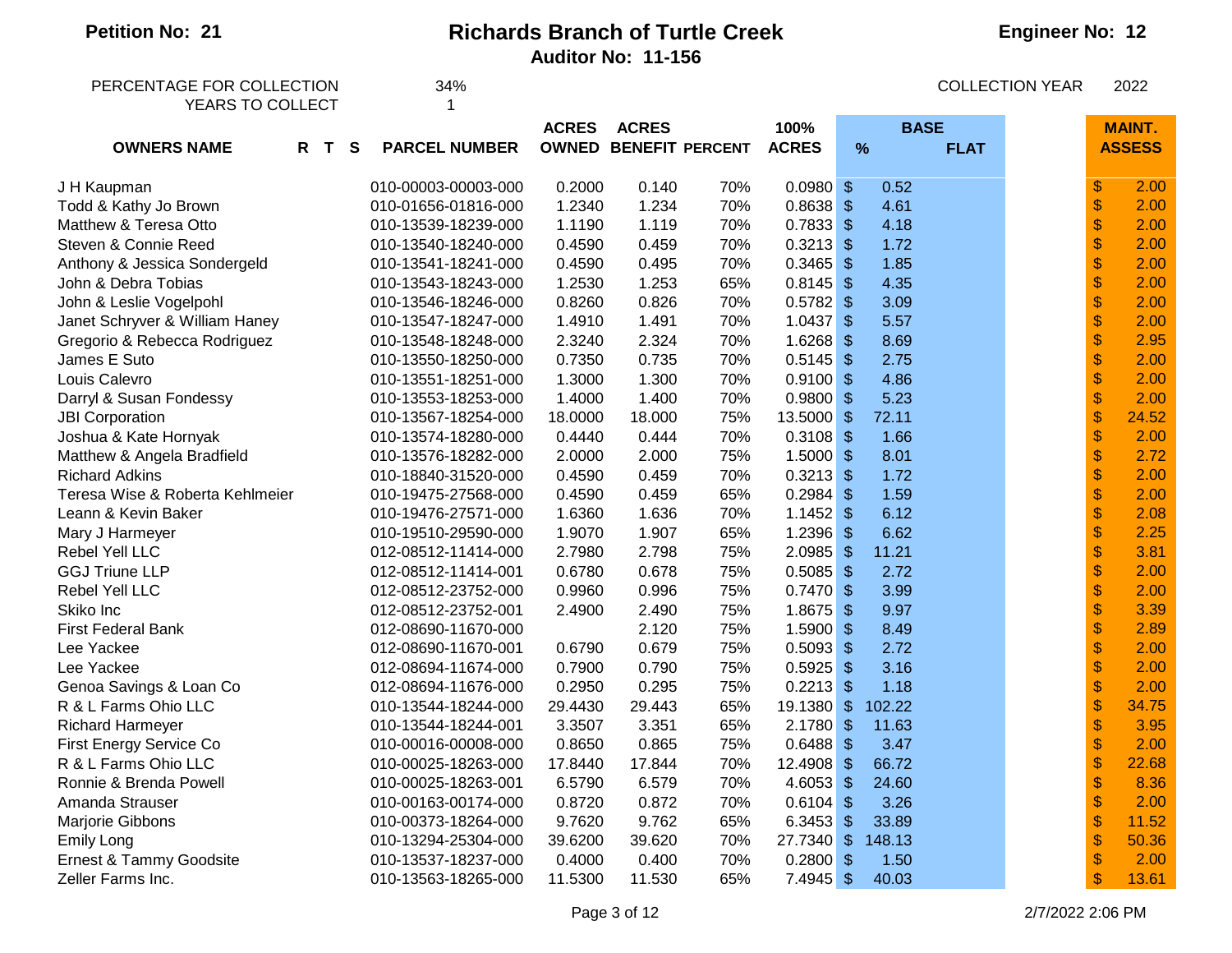**Petition No: 21**

# Richards Branch of Turtle Creek

**Auditor No: 11-156**

**Engineer No: 12**

PERCENTAGE FOR COLLECTION 34%
YEARS TO COLLECT 1

COLLECTION YEAR 2022

| OWNERS NAME | R | T | S | PARCEL NUMBER | ACRES OWNED | ACRES BENEFIT | PERCENT | 100% ACRES | BASE % | BASE FLAT | MAINT. ASSESS |
|---|---|---|---|---|---|---|---|---|---|---|---|
| J H Kaupman | | | | 010-00003-00003-000 | 0.2000 | 0.140 | 70% | 0.0980 | $ 0.52 | | $ 2.00 |
| Todd & Kathy Jo Brown | | | | 010-01656-01816-000 | 1.2340 | 1.234 | 70% | 0.8638 | $ 4.61 | | $ 2.00 |
| Matthew & Teresa Otto | | | | 010-13539-18239-000 | 1.1190 | 1.119 | 70% | 0.7833 | $ 4.18 | | $ 2.00 |
| Steven & Connie Reed | | | | 010-13540-18240-000 | 0.4590 | 0.459 | 70% | 0.3213 | $ 1.72 | | $ 2.00 |
| Anthony & Jessica Sondergeld | | | | 010-13541-18241-000 | 0.4590 | 0.495 | 70% | 0.3465 | $ 1.85 | | $ 2.00 |
| John & Debra Tobias | | | | 010-13543-18243-000 | 1.2530 | 1.253 | 65% | 0.8145 | $ 4.35 | | $ 2.00 |
| John & Leslie Vogelpohl | | | | 010-13546-18246-000 | 0.8260 | 0.826 | 70% | 0.5782 | $ 3.09 | | $ 2.00 |
| Janet Schryver & William Haney | | | | 010-13547-18247-000 | 1.4910 | 1.491 | 70% | 1.0437 | $ 5.57 | | $ 2.00 |
| Gregorio & Rebecca Rodriguez | | | | 010-13548-18248-000 | 2.3240 | 2.324 | 70% | 1.6268 | $ 8.69 | | $ 2.95 |
| James E Suto | | | | 010-13550-18250-000 | 0.7350 | 0.735 | 70% | 0.5145 | $ 2.75 | | $ 2.00 |
| Louis Calevro | | | | 010-13551-18251-000 | 1.3000 | 1.300 | 70% | 0.9100 | $ 4.86 | | $ 2.00 |
| Darryl & Susan Fondessy | | | | 010-13553-18253-000 | 1.4000 | 1.400 | 70% | 0.9800 | $ 5.23 | | $ 2.00 |
| JBI Corporation | | | | 010-13567-18254-000 | 18.0000 | 18.000 | 75% | 13.5000 | $ 72.11 | | $ 24.52 |
| Joshua & Kate Hornyak | | | | 010-13574-18280-000 | 0.4440 | 0.444 | 70% | 0.3108 | $ 1.66 | | $ 2.00 |
| Matthew & Angela Bradfield | | | | 010-13576-18282-000 | 2.0000 | 2.000 | 75% | 1.5000 | $ 8.01 | | $ 2.72 |
| Richard Adkins | | | | 010-18840-31520-000 | 0.4590 | 0.459 | 70% | 0.3213 | $ 1.72 | | $ 2.00 |
| Teresa Wise & Roberta Kehlmeier | | | | 010-19475-27568-000 | 0.4590 | 0.459 | 65% | 0.2984 | $ 1.59 | | $ 2.00 |
| Leann & Kevin Baker | | | | 010-19476-27571-000 | 1.6360 | 1.636 | 70% | 1.1452 | $ 6.12 | | $ 2.08 |
| Mary J Harmeyer | | | | 010-19510-29590-000 | 1.9070 | 1.907 | 65% | 1.2396 | $ 6.62 | | $ 2.25 |
| Rebel Yell LLC | | | | 012-08512-11414-000 | 2.7980 | 2.798 | 75% | 2.0985 | $ 11.21 | | $ 3.81 |
| GGJ Triune LLP | | | | 012-08512-11414-001 | 0.6780 | 0.678 | 75% | 0.5085 | $ 2.72 | | $ 2.00 |
| Rebel Yell LLC | | | | 012-08512-23752-000 | 0.9960 | 0.996 | 75% | 0.7470 | $ 3.99 | | $ 2.00 |
| Skiko Inc | | | | 012-08512-23752-001 | 2.4900 | 2.490 | 75% | 1.8675 | $ 9.97 | | $ 3.39 |
| First Federal Bank | | | | 012-08690-11670-000 | | 2.120 | 75% | 1.5900 | $ 8.49 | | $ 2.89 |
| Lee Yackee | | | | 012-08690-11670-001 | 0.6790 | 0.679 | 75% | 0.5093 | $ 2.72 | | $ 2.00 |
| Lee Yackee | | | | 012-08694-11674-000 | 0.7900 | 0.790 | 75% | 0.5925 | $ 3.16 | | $ 2.00 |
| Genoa Savings & Loan Co | | | | 012-08694-11676-000 | 0.2950 | 0.295 | 75% | 0.2213 | $ 1.18 | | $ 2.00 |
| R & L Farms Ohio LLC | | | | 010-13544-18244-000 | 29.4430 | 29.443 | 65% | 19.1380 | $ 102.22 | | $ 34.75 |
| Richard Harmeyer | | | | 010-13544-18244-001 | 3.3507 | 3.351 | 65% | 2.1780 | $ 11.63 | | $ 3.95 |
| First Energy Service Co | | | | 010-00016-00008-000 | 0.8650 | 0.865 | 75% | 0.6488 | $ 3.47 | | $ 2.00 |
| R & L Farms Ohio LLC | | | | 010-00025-18263-000 | 17.8440 | 17.844 | 70% | 12.4908 | $ 66.72 | | $ 22.68 |
| Ronnie & Brenda Powell | | | | 010-00025-18263-001 | 6.5790 | 6.579 | 70% | 4.6053 | $ 24.60 | | $ 8.36 |
| Amanda Strauser | | | | 010-00163-00174-000 | 0.8720 | 0.872 | 70% | 0.6104 | $ 3.26 | | $ 2.00 |
| Marjorie Gibbons | | | | 010-00373-18264-000 | 9.7620 | 9.762 | 65% | 6.3453 | $ 33.89 | | $ 11.52 |
| Emily Long | | | | 010-13294-25304-000 | 39.6200 | 39.620 | 70% | 27.7340 | $ 148.13 | | $ 50.36 |
| Ernest & Tammy Goodsite | | | | 010-13537-18237-000 | 0.4000 | 0.400 | 70% | 0.2800 | $ 1.50 | | $ 2.00 |
| Zeller Farms Inc. | | | | 010-13563-18265-000 | 11.5300 | 11.530 | 65% | 7.4945 | $ 40.03 | | $ 13.61 |

2/7/2022 2:06 PM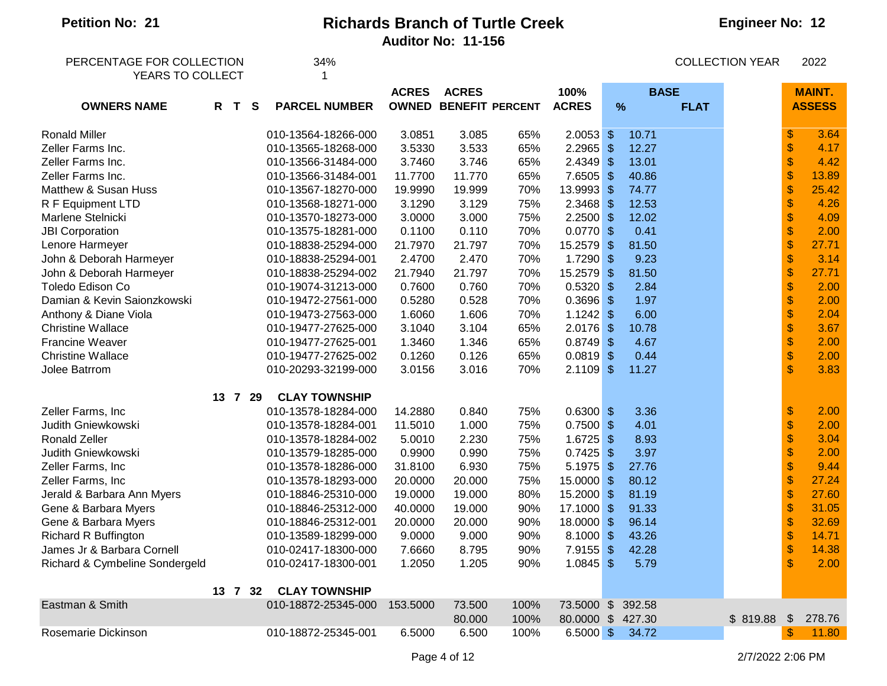**Petition No: 21**

# Richards Branch of Turtle Creek

**Auditor No: 11-156**

**Engineer No: 12**

PERCENTAGE FOR COLLECTION 34%
YEARS TO COLLECT 1

COLLECTION YEAR 2022

| OWNERS NAME | R | T | S | PARCEL NUMBER | ACRES OWNED | ACRES BENEFIT | PERCENT | 100% ACRES | BASE % | BASE FLAT | | MAINT. ASSESS |
|---|---|---|---|---|---|---|---|---|---|---|---|---|
| Ronald Miller | | | | 010-13564-18266-000 | 3.0851 | 3.085 | 65% | 2.0053 | $ 10.71 | | | $ 3.64 |
| Zeller Farms Inc. | | | | 010-13565-18268-000 | 3.5330 | 3.533 | 65% | 2.2965 | $ 12.27 | | | $ 4.17 |
| Zeller Farms Inc. | | | | 010-13566-31484-000 | 3.7460 | 3.746 | 65% | 2.4349 | $ 13.01 | | | $ 4.42 |
| Zeller Farms Inc. | | | | 010-13566-31484-001 | 11.7700 | 11.770 | 65% | 7.6505 | $ 40.86 | | | $ 13.89 |
| Matthew & Susan Huss | | | | 010-13567-18270-000 | 19.9990 | 19.999 | 70% | 13.9993 | $ 74.77 | | | $ 25.42 |
| R F Equipment LTD | | | | 010-13568-18271-000 | 3.1290 | 3.129 | 75% | 2.3468 | $ 12.53 | | | $ 4.26 |
| Marlene Stelnicki | | | | 010-13570-18273-000 | 3.0000 | 3.000 | 75% | 2.2500 | $ 12.02 | | | $ 4.09 |
| JBI Corporation | | | | 010-13575-18281-000 | 0.1100 | 0.110 | 70% | 0.0770 | $ 0.41 | | | $ 2.00 |
| Lenore Harmeyer | | | | 010-18838-25294-000 | 21.7970 | 21.797 | 70% | 15.2579 | $ 81.50 | | | $ 27.71 |
| John & Deborah Harmeyer | | | | 010-18838-25294-001 | 2.4700 | 2.470 | 70% | 1.7290 | $ 9.23 | | | $ 3.14 |
| John & Deborah Harmeyer | | | | 010-18838-25294-002 | 21.7940 | 21.797 | 70% | 15.2579 | $ 81.50 | | | $ 27.71 |
| Toledo Edison Co | | | | 010-19074-31213-000 | 0.7600 | 0.760 | 70% | 0.5320 | $ 2.84 | | | $ 2.00 |
| Damian & Kevin Saionzkowski | | | | 010-19472-27561-000 | 0.5280 | 0.528 | 70% | 0.3696 | $ 1.97 | | | $ 2.00 |
| Anthony & Diane Viola | | | | 010-19473-27563-000 | 1.6060 | 1.606 | 70% | 1.1242 | $ 6.00 | | | $ 2.04 |
| Christine Wallace | | | | 010-19477-27625-000 | 3.1040 | 3.104 | 65% | 2.0176 | $ 10.78 | | | $ 3.67 |
| Francine Weaver | | | | 010-19477-27625-001 | 1.3460 | 1.346 | 65% | 0.8749 | $ 4.67 | | | $ 2.00 |
| Christine Wallace | | | | 010-19477-27625-002 | 0.1260 | 0.126 | 65% | 0.0819 | $ 0.44 | | | $ 2.00 |
| Jolee Batrrom | | | | 010-20293-32199-000 | 3.0156 | 3.016 | 70% | 2.1109 | $ 11.27 | | | $ 3.83 |
| | 13 | 7 | 29 | **CLAY TOWNSHIP** | | | | | | | | |
| Zeller Farms, Inc | | | | 010-13578-18284-000 | 14.2880 | 0.840 | 75% | 0.6300 | $ 3.36 | | | $ 2.00 |
| Judith Gniewkowski | | | | 010-13578-18284-001 | 11.5010 | 1.000 | 75% | 0.7500 | $ 4.01 | | | $ 2.00 |
| Ronald Zeller | | | | 010-13578-18284-002 | 5.0010 | 2.230 | 75% | 1.6725 | $ 8.93 | | | $ 3.04 |
| Judith Gniewkowski | | | | 010-13579-18285-000 | 0.9900 | 0.990 | 75% | 0.7425 | $ 3.97 | | | $ 2.00 |
| Zeller Farms, Inc | | | | 010-13578-18286-000 | 31.8100 | 6.930 | 75% | 5.1975 | $ 27.76 | | | $ 9.44 |
| Zeller Farms, Inc | | | | 010-13578-18293-000 | 20.0000 | 20.000 | 75% | 15.0000 | $ 80.12 | | | $ 27.24 |
| Jerald & Barbara Ann Myers | | | | 010-18846-25310-000 | 19.0000 | 19.000 | 80% | 15.2000 | $ 81.19 | | | $ 27.60 |
| Gene & Barbara Myers | | | | 010-18846-25312-000 | 40.0000 | 19.000 | 90% | 17.1000 | $ 91.33 | | | $ 31.05 |
| Gene & Barbara Myers | | | | 010-18846-25312-001 | 20.0000 | 20.000 | 90% | 18.0000 | $ 96.14 | | | $ 32.69 |
| Richard R Buffington | | | | 010-13589-18299-000 | 9.0000 | 9.000 | 90% | 8.1000 | $ 43.26 | | | $ 14.71 |
| James Jr & Barbara Cornell | | | | 010-02417-18300-000 | 7.6660 | 8.795 | 90% | 7.9155 | $ 42.28 | | | $ 14.38 |
| Richard & Cymbeline Sondergeld | | | | 010-02417-18300-001 | 1.2050 | 1.205 | 90% | 1.0845 | $ 5.79 | | | $ 2.00 |
| | 13 | 7 | 32 | **CLAY TOWNSHIP** | | | | | | | | |
| Eastman & Smith | | | | 010-18872-25345-000 | 153.5000 | 73.500 | 100% | 73.5000 | $ 392.58 | | | |
| | | | | | | 80.000 | 100% | 80.0000 | $ 427.30 | | $ 819.88 | $ 278.76 |
| Rosemarie Dickinson | | | | 010-18872-25345-001 | 6.5000 | 6.500 | 100% | 6.5000 | $ 34.72 | | | $ 11.80 |

2/7/2022 2:06 PM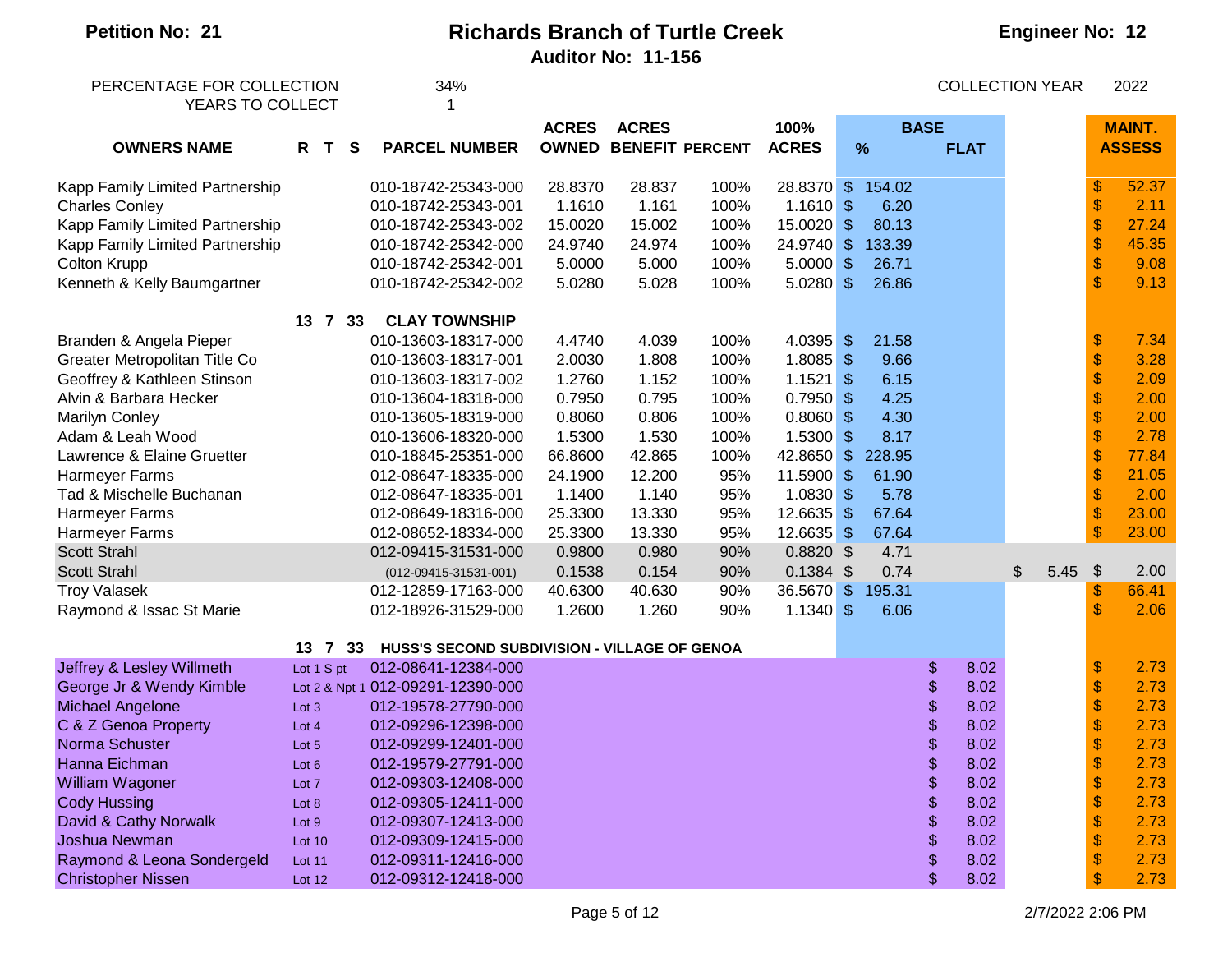**Petition No: 21**

# Richards Branch of Turtle Creek

**Auditor No: 11-156**

**Engineer No: 12**

PERCENTAGE FOR COLLECTION 34%
YEARS TO COLLECT 1

COLLECTION YEAR 2022

| OWNERS NAME | R T S | PARCEL NUMBER | ACRES OWNED | ACRES BENEFIT | PERCENT | 100% ACRES | BASE % | BASE FLAT | | MAINT. ASSESS |
|---|---|---|---|---|---|---|---|---|---|---|
| Kapp Family Limited Partnership | | 010-18742-25343-000 | 28.8370 | 28.837 | 100% | 28.8370 | $ 154.02 | | | $ 52.37 |
| Charles Conley | | 010-18742-25343-001 | 1.1610 | 1.161 | 100% | 1.1610 | $ 6.20 | | | $ 2.11 |
| Kapp Family Limited Partnership | | 010-18742-25343-002 | 15.0020 | 15.002 | 100% | 15.0020 | $ 80.13 | | | $ 27.24 |
| Kapp Family Limited Partnership | | 010-18742-25342-000 | 24.9740 | 24.974 | 100% | 24.9740 | $ 133.39 | | | $ 45.35 |
| Colton Krupp | | 010-18742-25342-001 | 5.0000 | 5.000 | 100% | 5.0000 | $ 26.71 | | | $ 9.08 |
| Kenneth & Kelly Baumgartner | | 010-18742-25342-002 | 5.0280 | 5.028 | 100% | 5.0280 | $ 26.86 | | | $ 9.13 |
| | **13 7 33** | **CLAY TOWNSHIP** | | | | | | | | |
| Branden & Angela Pieper | | 010-13603-18317-000 | 4.4740 | 4.039 | 100% | 4.0395 | $ 21.58 | | | $ 7.34 |
| Greater Metropolitan Title Co | | 010-13603-18317-001 | 2.0030 | 1.808 | 100% | 1.8085 | $ 9.66 | | | $ 3.28 |
| Geoffrey & Kathleen Stinson | | 010-13603-18317-002 | 1.2760 | 1.152 | 100% | 1.1521 | $ 6.15 | | | $ 2.09 |
| Alvin & Barbara Hecker | | 010-13604-18318-000 | 0.7950 | 0.795 | 100% | 0.7950 | $ 4.25 | | | $ 2.00 |
| Marilyn Conley | | 010-13605-18319-000 | 0.8060 | 0.806 | 100% | 0.8060 | $ 4.30 | | | $ 2.00 |
| Adam & Leah Wood | | 010-13606-18320-000 | 1.5300 | 1.530 | 100% | 1.5300 | $ 8.17 | | | $ 2.78 |
| Lawrence & Elaine Gruetter | | 010-18845-25351-000 | 66.8600 | 42.865 | 100% | 42.8650 | $ 228.95 | | | $ 77.84 |
| Harmeyer Farms | | 012-08647-18335-000 | 24.1900 | 12.200 | 95% | 11.5900 | $ 61.90 | | | $ 21.05 |
| Tad & Mischelle Buchanan | | 012-08647-18335-001 | 1.1400 | 1.140 | 95% | 1.0830 | $ 5.78 | | | $ 2.00 |
| Harmeyer Farms | | 012-08649-18316-000 | 25.3300 | 13.330 | 95% | 12.6635 | $ 67.64 | | | $ 23.00 |
| Harmeyer Farms | | 012-08652-18334-000 | 25.3300 | 13.330 | 95% | 12.6635 | $ 67.64 | | | $ 23.00 |
| Scott Strahl | | 012-09415-31531-000 | 0.9800 | 0.980 | 90% | 0.8820 | $ 4.71 | | | |
| Scott Strahl | | (012-09415-31531-001) | 0.1538 | 0.154 | 90% | 0.1384 | $ 0.74 | | $ 5.45 | $ 2.00 |
| Troy Valasek | | 012-12859-17163-000 | 40.6300 | 40.630 | 90% | 36.5670 | $ 195.31 | | | $ 66.41 |
| Raymond & Issac St Marie | | 012-18926-31529-000 | 1.2600 | 1.260 | 90% | 1.1340 | $ 6.06 | | | $ 2.06 |
| | **13 7 33** | **HUSS'S SECOND SUBDIVISION - VILLAGE OF GENOA** | | | | | | | | |
| Jeffrey & Lesley Willmeth | Lot 1 S pt | 012-08641-12384-000 | | | | | | $ 8.02 | | $ 2.73 |
| George Jr & Wendy Kimble | Lot 2 & Npt 1 | 012-09291-12390-000 | | | | | | $ 8.02 | | $ 2.73 |
| Michael Angelone | Lot 3 | 012-19578-27790-000 | | | | | | $ 8.02 | | $ 2.73 |
| C & Z Genoa Property | Lot 4 | 012-09296-12398-000 | | | | | | $ 8.02 | | $ 2.73 |
| Norma Schuster | Lot 5 | 012-09299-12401-000 | | | | | | $ 8.02 | | $ 2.73 |
| Hanna Eichman | Lot 6 | 012-19579-27791-000 | | | | | | $ 8.02 | | $ 2.73 |
| William Wagoner | Lot 7 | 012-09303-12408-000 | | | | | | $ 8.02 | | $ 2.73 |
| Cody Hussing | Lot 8 | 012-09305-12411-000 | | | | | | $ 8.02 | | $ 2.73 |
| David & Cathy Norwalk | Lot 9 | 012-09307-12413-000 | | | | | | $ 8.02 | | $ 2.73 |
| Joshua Newman | Lot 10 | 012-09309-12415-000 | | | | | | $ 8.02 | | $ 2.73 |
| Raymond & Leona Sondergeld | Lot 11 | 012-09311-12416-000 | | | | | | $ 8.02 | | $ 2.73 |
| Christopher Nissen | Lot 12 | 012-09312-12418-000 | | | | | | $ 8.02 | | $ 2.73 |

2/7/2022 2:06 PM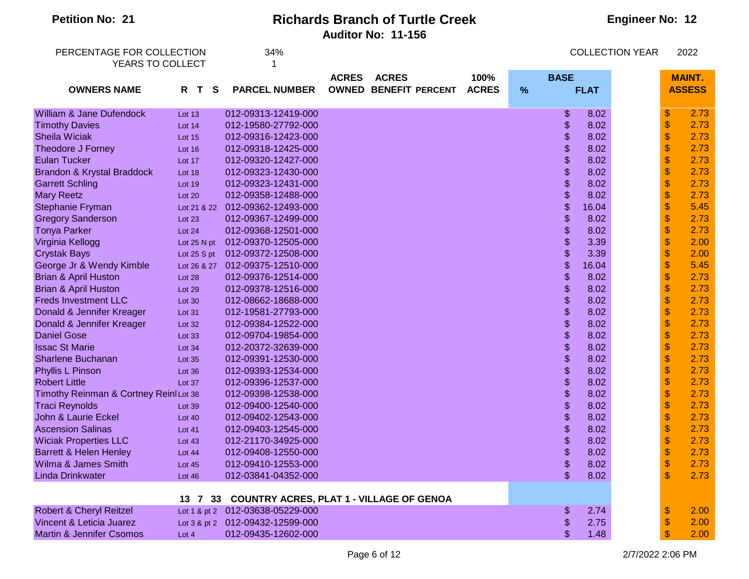**Petition No: 21**

# Richards Branch of Turtle Creek

**Auditor No: 11-156**

**Engineer No: 12**

PERCENTAGE FOR COLLECTION 34%
YEARS TO COLLECT 1

COLLECTION YEAR 2022

| OWNERS NAME | R T S | PARCEL NUMBER | ACRES OWNED | ACRES BENEFIT | PERCENT | 100% ACRES | BASE % | BASE FLAT | MAINT. ASSESS |
|---|---|---|---|---|---|---|---|---|---|
| William & Jane Dufendock | Lot 13 | 012-09313-12419-000 | | | | | | $ 8.02 | $ 2.73 |
| Timothy Davies | Lot 14 | 012-19580-27792-000 | | | | | | $ 8.02 | $ 2.73 |
| Sheila Wiciak | Lot 15 | 012-09316-12423-000 | | | | | | $ 8.02 | $ 2.73 |
| Theodore J Forney | Lot 16 | 012-09318-12425-000 | | | | | | $ 8.02 | $ 2.73 |
| Eulan Tucker | Lot 17 | 012-09320-12427-000 | | | | | | $ 8.02 | $ 2.73 |
| Brandon & Krystal Braddock | Lot 18 | 012-09323-12430-000 | | | | | | $ 8.02 | $ 2.73 |
| Garrett Schling | Lot 19 | 012-09323-12431-000 | | | | | | $ 8.02 | $ 2.73 |
| Mary Reetz | Lot 20 | 012-09358-12488-000 | | | | | | $ 8.02 | $ 2.73 |
| Stephanie Fryman | Lot 21 & 22 | 012-09362-12493-000 | | | | | | $ 16.04 | $ 5.45 |
| Gregory Sanderson | Lot 23 | 012-09367-12499-000 | | | | | | $ 8.02 | $ 2.73 |
| Tonya Parker | Lot 24 | 012-09368-12501-000 | | | | | | $ 8.02 | $ 2.73 |
| Virginia Kellogg | Lot 25 N pt | 012-09370-12505-000 | | | | | | $ 3.39 | $ 2.00 |
| Crystak Bays | Lot 25 S pt | 012-09372-12508-000 | | | | | | $ 3.39 | $ 2.00 |
| George Jr & Wendy Kimble | Lot 26 & 27 | 012-09375-12510-000 | | | | | | $ 16.04 | $ 5.45 |
| Brian & April Huston | Lot 28 | 012-09376-12514-000 | | | | | | $ 8.02 | $ 2.73 |
| Brian & April Huston | Lot 29 | 012-09378-12516-000 | | | | | | $ 8.02 | $ 2.73 |
| Freds Investment LLC | Lot 30 | 012-08662-18688-000 | | | | | | $ 8.02 | $ 2.73 |
| Donald & Jennifer Kreager | Lot 31 | 012-19581-27793-000 | | | | | | $ 8.02 | $ 2.73 |
| Donald & Jennifer Kreager | Lot 32 | 012-09384-12522-000 | | | | | | $ 8.02 | $ 2.73 |
| Daniel Gose | Lot 33 | 012-09704-19854-000 | | | | | | $ 8.02 | $ 2.73 |
| Issac St Marie | Lot 34 | 012-20372-32639-000 | | | | | | $ 8.02 | $ 2.73 |
| Sharlene Buchanan | Lot 35 | 012-09391-12530-000 | | | | | | $ 8.02 | $ 2.73 |
| Phyllis L Pinson | Lot 36 | 012-09393-12534-000 | | | | | | $ 8.02 | $ 2.73 |
| Robert Little | Lot 37 | 012-09396-12537-000 | | | | | | $ 8.02 | $ 2.73 |
| Timothy Reinman & Cortney Reinl | Lot 38 | 012-09398-12538-000 | | | | | | $ 8.02 | $ 2.73 |
| Traci Reynolds | Lot 39 | 012-09400-12540-000 | | | | | | $ 8.02 | $ 2.73 |
| John & Laurie Eckel | Lot 40 | 012-09402-12543-000 | | | | | | $ 8.02 | $ 2.73 |
| Ascension Salinas | Lot 41 | 012-09403-12545-000 | | | | | | $ 8.02 | $ 2.73 |
| Wiciak Properties LLC | Lot 43 | 012-21170-34925-000 | | | | | | $ 8.02 | $ 2.73 |
| Barrett & Helen Henley | Lot 44 | 012-09408-12550-000 | | | | | | $ 8.02 | $ 2.73 |
| Wilma & James Smith | Lot 45 | 012-09410-12553-000 | | | | | | $ 8.02 | $ 2.73 |
| Linda Drinkwater | Lot 46 | 012-03841-04352-000 | | | | | | $ 8.02 | $ 2.73 |
| | **13 7 33** | **COUNTRY ACRES, PLAT 1 - VILLAGE OF GENOA** | | | | | | | |
| Robert & Cheryl Reitzel | Lot 1 & pt 2 | 012-03638-05229-000 | | | | | | $ 2.74 | $ 2.00 |
| Vincent & Leticia Juarez | Lot 3 & pt 2 | 012-09432-12599-000 | | | | | | $ 2.75 | $ 2.00 |
| Martin & Jennifer Csomos | Lot 4 | 012-09435-12602-000 | | | | | | $ 1.48 | $ 2.00 |

2/7/2022 2:06 PM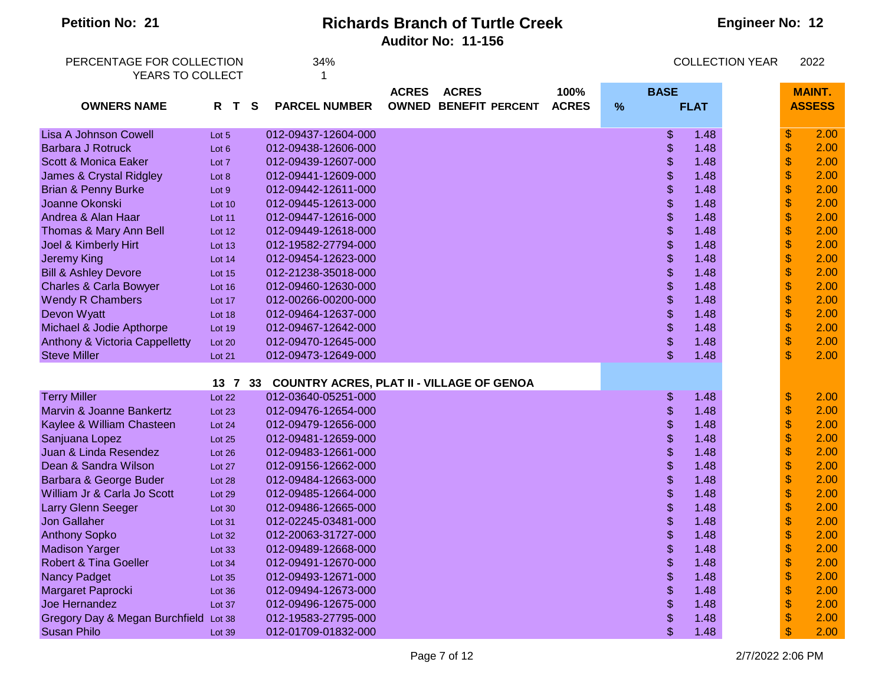**Petition No: 21** | **Richards Branch of Turtle Creek** | **Engineer No: 12**

**Auditor No: 11-156**

PERCENTAGE FOR COLLECTION 34%
YEARS TO COLLECT 1

COLLECTION YEAR 2022

| OWNERS NAME | R T S | PARCEL NUMBER | ACRES OWNED | ACRES BENEFIT | PERCENT | 100% ACRES | BASE % | BASE FLAT | MAINT. ASSESS |
|---|---|---|---|---|---|---|---|---|---|
| Lisa A Johnson Cowell | Lot 5 | 012-09437-12604-000 | | | | | | $ 1.48 | $ 2.00 |
| Barbara J Rotruck | Lot 6 | 012-09438-12606-000 | | | | | | $ 1.48 | $ 2.00 |
| Scott & Monica Eaker | Lot 7 | 012-09439-12607-000 | | | | | | $ 1.48 | $ 2.00 |
| James & Crystal Ridgley | Lot 8 | 012-09441-12609-000 | | | | | | $ 1.48 | $ 2.00 |
| Brian & Penny Burke | Lot 9 | 012-09442-12611-000 | | | | | | $ 1.48 | $ 2.00 |
| Joanne Okonski | Lot 10 | 012-09445-12613-000 | | | | | | $ 1.48 | $ 2.00 |
| Andrea & Alan Haar | Lot 11 | 012-09447-12616-000 | | | | | | $ 1.48 | $ 2.00 |
| Thomas & Mary Ann Bell | Lot 12 | 012-09449-12618-000 | | | | | | $ 1.48 | $ 2.00 |
| Joel & Kimberly Hirt | Lot 13 | 012-19582-27794-000 | | | | | | $ 1.48 | $ 2.00 |
| Jeremy King | Lot 14 | 012-09454-12623-000 | | | | | | $ 1.48 | $ 2.00 |
| Bill & Ashley Devore | Lot 15 | 012-21238-35018-000 | | | | | | $ 1.48 | $ 2.00 |
| Charles & Carla Bowyer | Lot 16 | 012-09460-12630-000 | | | | | | $ 1.48 | $ 2.00 |
| Wendy R Chambers | Lot 17 | 012-00266-00200-000 | | | | | | $ 1.48 | $ 2.00 |
| Devon Wyatt | Lot 18 | 012-09464-12637-000 | | | | | | $ 1.48 | $ 2.00 |
| Michael & Jodie Apthorpe | Lot 19 | 012-09467-12642-000 | | | | | | $ 1.48 | $ 2.00 |
| Anthony & Victoria Cappelletty | Lot 20 | 012-09470-12645-000 | | | | | | $ 1.48 | $ 2.00 |
| Steve Miller | Lot 21 | 012-09473-12649-000 | | | | | | $ 1.48 | $ 2.00 |
| | **13 7 33** | **COUNTRY ACRES, PLAT II - VILLAGE OF GENOA** | | | | | | | |
| Terry Miller | Lot 22 | 012-03640-05251-000 | | | | | | $ 1.48 | $ 2.00 |
| Marvin & Joanne Bankertz | Lot 23 | 012-09476-12654-000 | | | | | | $ 1.48 | $ 2.00 |
| Kaylee & William Chasteen | Lot 24 | 012-09479-12656-000 | | | | | | $ 1.48 | $ 2.00 |
| Sanjuana Lopez | Lot 25 | 012-09481-12659-000 | | | | | | $ 1.48 | $ 2.00 |
| Juan & Linda Resendez | Lot 26 | 012-09483-12661-000 | | | | | | $ 1.48 | $ 2.00 |
| Dean & Sandra Wilson | Lot 27 | 012-09156-12662-000 | | | | | | $ 1.48 | $ 2.00 |
| Barbara & George Buder | Lot 28 | 012-09484-12663-000 | | | | | | $ 1.48 | $ 2.00 |
| William Jr & Carla Jo Scott | Lot 29 | 012-09485-12664-000 | | | | | | $ 1.48 | $ 2.00 |
| Larry Glenn Seeger | Lot 30 | 012-09486-12665-000 | | | | | | $ 1.48 | $ 2.00 |
| Jon Gallaher | Lot 31 | 012-02245-03481-000 | | | | | | $ 1.48 | $ 2.00 |
| Anthony Sopko | Lot 32 | 012-20063-31727-000 | | | | | | $ 1.48 | $ 2.00 |
| Madison Yarger | Lot 33 | 012-09489-12668-000 | | | | | | $ 1.48 | $ 2.00 |
| Robert & Tina Goeller | Lot 34 | 012-09491-12670-000 | | | | | | $ 1.48 | $ 2.00 |
| Nancy Padget | Lot 35 | 012-09493-12671-000 | | | | | | $ 1.48 | $ 2.00 |
| Margaret Paprocki | Lot 36 | 012-09494-12673-000 | | | | | | $ 1.48 | $ 2.00 |
| Joe Hernandez | Lot 37 | 012-09496-12675-000 | | | | | | $ 1.48 | $ 2.00 |
| Gregory Day & Megan Burchfield | Lot 38 | 012-19583-27795-000 | | | | | | $ 1.48 | $ 2.00 |
| Susan Philo | Lot 39 | 012-01709-01832-000 | | | | | | $ 1.48 | $ 2.00 |

2/7/2022 2:06 PM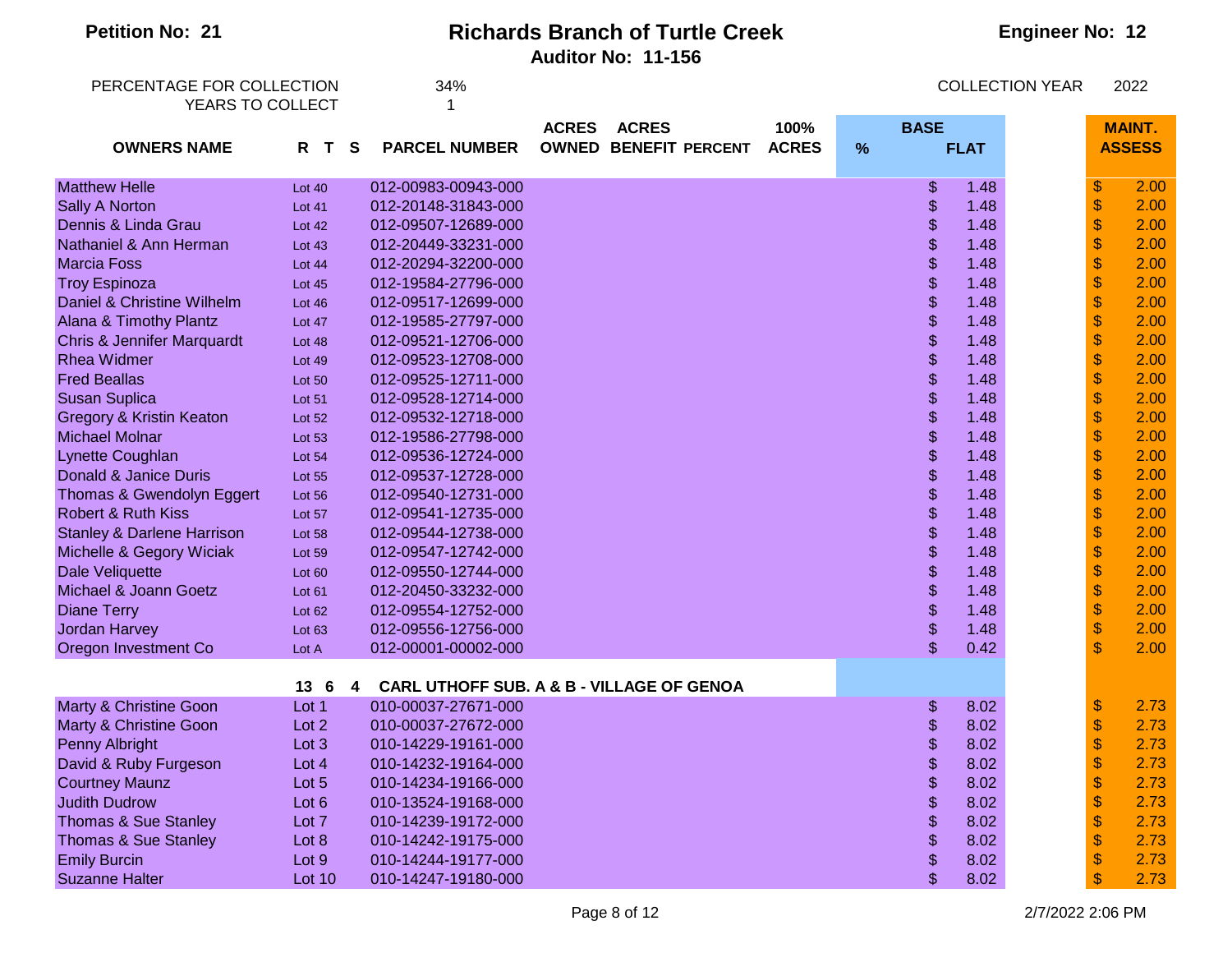**Petition No: 21**

# Richards Branch of Turtle Creek

**Auditor No: 11-156**

**Engineer No: 12**

PERCENTAGE FOR COLLECTION 34%
YEARS TO COLLECT 1

COLLECTION YEAR 2022

| OWNERS NAME | R T S | PARCEL NUMBER | ACRES OWNED | ACRES BENEFIT | PERCENT | 100% ACRES | BASE % | BASE FLAT | MAINT. ASSESS |
|---|---|---|---|---|---|---|---|---|---|
| Matthew Helle | Lot 40 | 012-00983-00943-000 | | | | | | $ 1.48 | $ 2.00 |
| Sally A Norton | Lot 41 | 012-20148-31843-000 | | | | | | $ 1.48 | $ 2.00 |
| Dennis & Linda Grau | Lot 42 | 012-09507-12689-000 | | | | | | $ 1.48 | $ 2.00 |
| Nathaniel & Ann Herman | Lot 43 | 012-20449-33231-000 | | | | | | $ 1.48 | $ 2.00 |
| Marcia Foss | Lot 44 | 012-20294-32200-000 | | | | | | $ 1.48 | $ 2.00 |
| Troy Espinoza | Lot 45 | 012-19584-27796-000 | | | | | | $ 1.48 | $ 2.00 |
| Daniel & Christine Wilhelm | Lot 46 | 012-09517-12699-000 | | | | | | $ 1.48 | $ 2.00 |
| Alana & Timothy Plantz | Lot 47 | 012-19585-27797-000 | | | | | | $ 1.48 | $ 2.00 |
| Chris & Jennifer Marquardt | Lot 48 | 012-09521-12706-000 | | | | | | $ 1.48 | $ 2.00 |
| Rhea Widmer | Lot 49 | 012-09523-12708-000 | | | | | | $ 1.48 | $ 2.00 |
| Fred Beallas | Lot 50 | 012-09525-12711-000 | | | | | | $ 1.48 | $ 2.00 |
| Susan Suplica | Lot 51 | 012-09528-12714-000 | | | | | | $ 1.48 | $ 2.00 |
| Gregory & Kristin Keaton | Lot 52 | 012-09532-12718-000 | | | | | | $ 1.48 | $ 2.00 |
| Michael Molnar | Lot 53 | 012-19586-27798-000 | | | | | | $ 1.48 | $ 2.00 |
| Lynette Coughlan | Lot 54 | 012-09536-12724-000 | | | | | | $ 1.48 | $ 2.00 |
| Donald & Janice Duris | Lot 55 | 012-09537-12728-000 | | | | | | $ 1.48 | $ 2.00 |
| Thomas & Gwendolyn Eggert | Lot 56 | 012-09540-12731-000 | | | | | | $ 1.48 | $ 2.00 |
| Robert & Ruth Kiss | Lot 57 | 012-09541-12735-000 | | | | | | $ 1.48 | $ 2.00 |
| Stanley & Darlene Harrison | Lot 58 | 012-09544-12738-000 | | | | | | $ 1.48 | $ 2.00 |
| Michelle & Gegory Wiciak | Lot 59 | 012-09547-12742-000 | | | | | | $ 1.48 | $ 2.00 |
| Dale Veliquette | Lot 60 | 012-09550-12744-000 | | | | | | $ 1.48 | $ 2.00 |
| Michael & Joann Goetz | Lot 61 | 012-20450-33232-000 | | | | | | $ 1.48 | $ 2.00 |
| Diane Terry | Lot 62 | 012-09554-12752-000 | | | | | | $ 1.48 | $ 2.00 |
| Jordan Harvey | Lot 63 | 012-09556-12756-000 | | | | | | $ 1.48 | $ 2.00 |
| Oregon Investment Co | Lot A | 012-00001-00002-000 | | | | | | $ 0.42 | $ 2.00 |
| | **13 6 4** | **CARL UTHOFF SUB. A & B - VILLAGE OF GENOA** | | | | | | | |
| Marty & Christine Goon | Lot 1 | 010-00037-27671-000 | | | | | | $ 8.02 | $ 2.73 |
| Marty & Christine Goon | Lot 2 | 010-00037-27672-000 | | | | | | $ 8.02 | $ 2.73 |
| Penny Albright | Lot 3 | 010-14229-19161-000 | | | | | | $ 8.02 | $ 2.73 |
| David & Ruby Furgeson | Lot 4 | 010-14232-19164-000 | | | | | | $ 8.02 | $ 2.73 |
| Courtney Maunz | Lot 5 | 010-14234-19166-000 | | | | | | $ 8.02 | $ 2.73 |
| Judith Dudrow | Lot 6 | 010-13524-19168-000 | | | | | | $ 8.02 | $ 2.73 |
| Thomas & Sue Stanley | Lot 7 | 010-14239-19172-000 | | | | | | $ 8.02 | $ 2.73 |
| Thomas & Sue Stanley | Lot 8 | 010-14242-19175-000 | | | | | | $ 8.02 | $ 2.73 |
| Emily Burcin | Lot 9 | 010-14244-19177-000 | | | | | | $ 8.02 | $ 2.73 |
| Suzanne Halter | Lot 10 | 010-14247-19180-000 | | | | | | $ 8.02 | $ 2.73 |

2/7/2022 2:06 PM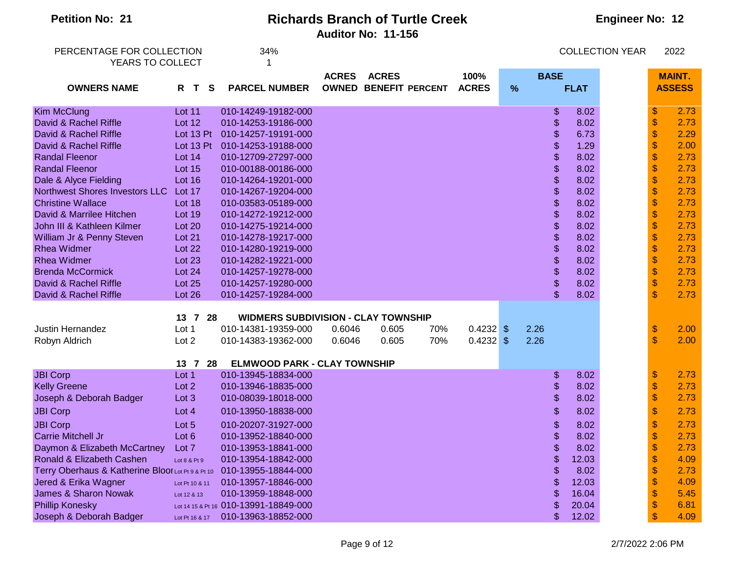**Petition No: 21**

# Richards Branch of Turtle Creek

**Auditor No: 11-156**

**Engineer No: 12**

PERCENTAGE FOR COLLECTION 34%
YEARS TO COLLECT 1

COLLECTION YEAR 2022

| OWNERS NAME | R T S | PARCEL NUMBER | ACRES OWNED | ACRES BENEFIT | PERCENT | 100% ACRES | BASE % | BASE FLAT | MAINT. ASSESS |
|---|---|---|---|---|---|---|---|---|---|
| Kim McClung | Lot 11 | 010-14249-19182-000 | | | | | | $ 8.02 | $ 2.73 |
| David & Rachel Riffle | Lot 12 | 010-14253-19186-000 | | | | | | $ 8.02 | $ 2.73 |
| David & Rachel Riffle | Lot 13 Pt | 010-14257-19191-000 | | | | | | $ 6.73 | $ 2.29 |
| David & Rachel Riffle | Lot 13 Pt | 010-14253-19188-000 | | | | | | $ 1.29 | $ 2.00 |
| Randal Fleenor | Lot 14 | 010-12709-27297-000 | | | | | | $ 8.02 | $ 2.73 |
| Randal Fleenor | Lot 15 | 010-00188-00186-000 | | | | | | $ 8.02 | $ 2.73 |
| Dale & Alyce Fielding | Lot 16 | 010-14264-19201-000 | | | | | | $ 8.02 | $ 2.73 |
| Northwest Shores Investors LLC | Lot 17 | 010-14267-19204-000 | | | | | | $ 8.02 | $ 2.73 |
| Christine Wallace | Lot 18 | 010-03583-05189-000 | | | | | | $ 8.02 | $ 2.73 |
| David & Marrilee Hitchen | Lot 19 | 010-14272-19212-000 | | | | | | $ 8.02 | $ 2.73 |
| John III & Kathleen Kilmer | Lot 20 | 010-14275-19214-000 | | | | | | $ 8.02 | $ 2.73 |
| William Jr & Penny Steven | Lot 21 | 010-14278-19217-000 | | | | | | $ 8.02 | $ 2.73 |
| Rhea Widmer | Lot 22 | 010-14280-19219-000 | | | | | | $ 8.02 | $ 2.73 |
| Rhea Widmer | Lot 23 | 010-14282-19221-000 | | | | | | $ 8.02 | $ 2.73 |
| Brenda McCormick | Lot 24 | 010-14257-19278-000 | | | | | | $ 8.02 | $ 2.73 |
| David & Rachel Riffle | Lot 25 | 010-14257-19280-000 | | | | | | $ 8.02 | $ 2.73 |
| David & Rachel Riffle | Lot 26 | 010-14257-19284-000 | | | | | | $ 8.02 | $ 2.73 |
| | 13 7 28 | **WIDMERS SUBDIVISION - CLAY TOWNSHIP** | | | | | | | |
| Justin Hernandez | Lot 1 | 010-14381-19359-000 | 0.6046 | 0.605 | 70% | 0.4232 | $ 2.26 | | $ 2.00 |
| Robyn Aldrich | Lot 2 | 010-14383-19362-000 | 0.6046 | 0.605 | 70% | 0.4232 | $ 2.26 | | $ 2.00 |
| | 13 7 28 | **ELMWOOD PARK - CLAY TOWNSHIP** | | | | | | | |
| JBI Corp | Lot 1 | 010-13945-18834-000 | | | | | | $ 8.02 | $ 2.73 |
| Kelly Greene | Lot 2 | 010-13946-18835-000 | | | | | | $ 8.02 | $ 2.73 |
| Joseph & Deborah Badger | Lot 3 | 010-08039-18018-000 | | | | | | $ 8.02 | $ 2.73 |
| JBI Corp | Lot 4 | 010-13950-18838-000 | | | | | | $ 8.02 | $ 2.73 |
| JBI Corp | Lot 5 | 010-20207-31927-000 | | | | | | $ 8.02 | $ 2.73 |
| Carrie Mitchell Jr | Lot 6 | 010-13952-18840-000 | | | | | | $ 8.02 | $ 2.73 |
| Daymon & Elizabeth McCartney | Lot 7 | 010-13953-18841-000 | | | | | | $ 8.02 | $ 2.73 |
| Ronald & Elizabeth Cashen | Lot 8 & Pt 9 | 010-13954-18842-000 | | | | | | $ 12.03 | $ 4.09 |
| Terry Oberhaus & Katherine Bloor | Lot Pt 9 & Pt 10 | 010-13955-18844-000 | | | | | | $ 8.02 | $ 2.73 |
| Jered & Erika Wagner | Lot Pt 10 & 11 | 010-13957-18846-000 | | | | | | $ 12.03 | $ 4.09 |
| James & Sharon Nowak | Lot 12 & 13 | 010-13959-18848-000 | | | | | | $ 16.04 | $ 5.45 |
| Phillip Konesky | Lot 14 15 & Pt 16 | 010-13991-18849-000 | | | | | | $ 20.04 | $ 6.81 |
| Joseph & Deborah Badger | Lot Pt 16 & 17 | 010-13963-18852-000 | | | | | | $ 12.02 | $ 4.09 |

2/7/2022 2:06 PM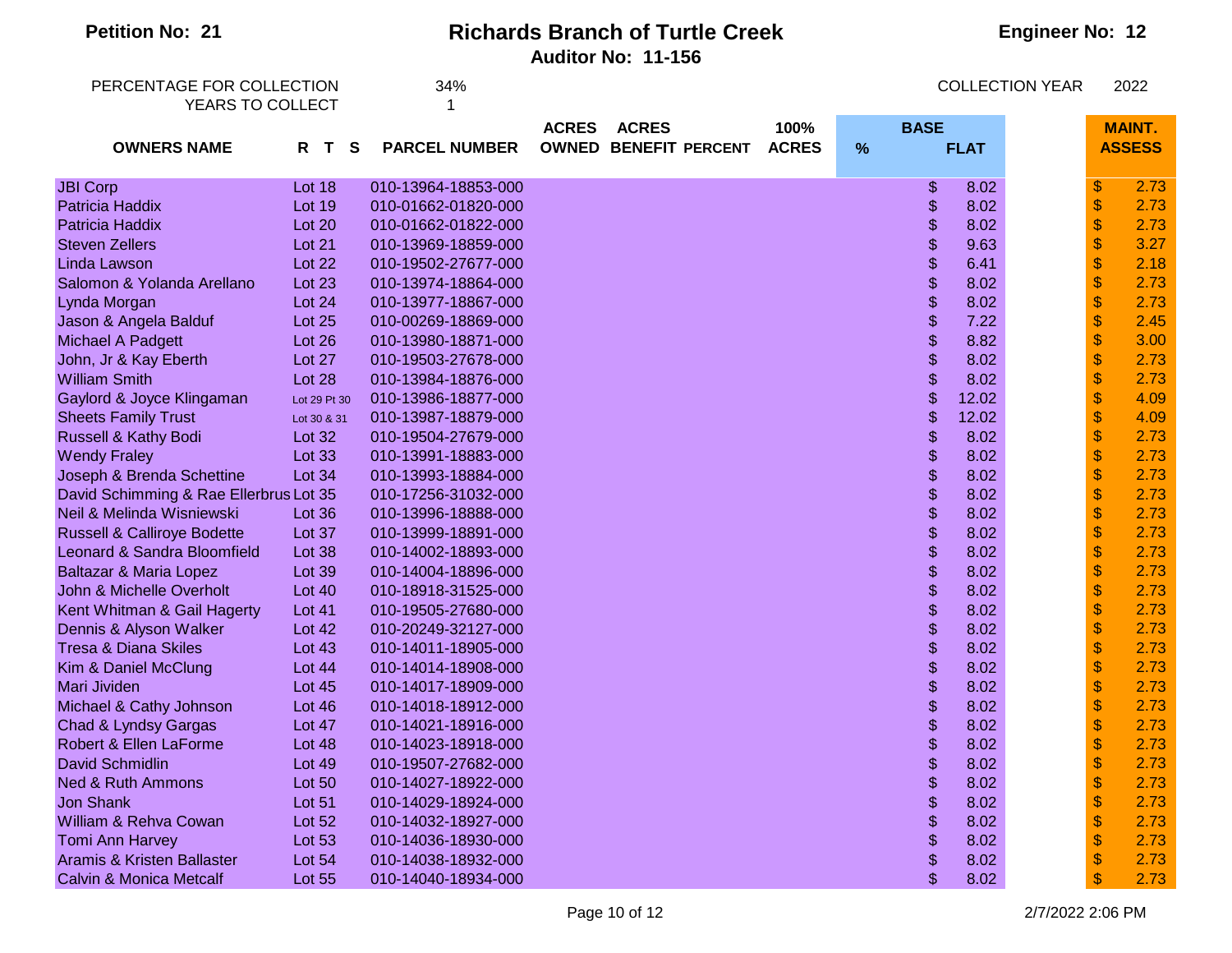**Petition No: 21**

## Richards Branch of Turtle Creek

**Auditor No: 11-156**

**Engineer No: 12**

PERCENTAGE FOR COLLECTION 34%
YEARS TO COLLECT 1

COLLECTION YEAR 2022

| OWNERS NAME | R T S | PARCEL NUMBER | ACRES OWNED | ACRES BENEFIT | PERCENT | 100% ACRES | BASE % | BASE FLAT | MAINT. ASSESS |
|---|---|---|---|---|---|---|---|---|---|
| JBI Corp | Lot 18 | 010-13964-18853-000 | | | | | | $ 8.02 | $ 2.73 |
| Patricia Haddix | Lot 19 | 010-01662-01820-000 | | | | | | $ 8.02 | $ 2.73 |
| Patricia Haddix | Lot 20 | 010-01662-01822-000 | | | | | | $ 8.02 | $ 2.73 |
| Steven Zellers | Lot 21 | 010-13969-18859-000 | | | | | | $ 9.63 | $ 3.27 |
| Linda Lawson | Lot 22 | 010-19502-27677-000 | | | | | | $ 6.41 | $ 2.18 |
| Salomon & Yolanda Arellano | Lot 23 | 010-13974-18864-000 | | | | | | $ 8.02 | $ 2.73 |
| Lynda Morgan | Lot 24 | 010-13977-18867-000 | | | | | | $ 8.02 | $ 2.73 |
| Jason & Angela Balduf | Lot 25 | 010-00269-18869-000 | | | | | | $ 7.22 | $ 2.45 |
| Michael A Padgett | Lot 26 | 010-13980-18871-000 | | | | | | $ 8.82 | $ 3.00 |
| John, Jr & Kay Eberth | Lot 27 | 010-19503-27678-000 | | | | | | $ 8.02 | $ 2.73 |
| William Smith | Lot 28 | 010-13984-18876-000 | | | | | | $ 8.02 | $ 2.73 |
| Gaylord & Joyce Klingaman | Lot 29 Pt 30 | 010-13986-18877-000 | | | | | | $ 12.02 | $ 4.09 |
| Sheets Family Trust | Lot 30 & 31 | 010-13987-18879-000 | | | | | | $ 12.02 | $ 4.09 |
| Russell & Kathy Bodi | Lot 32 | 010-19504-27679-000 | | | | | | $ 8.02 | $ 2.73 |
| Wendy Fraley | Lot 33 | 010-13991-18883-000 | | | | | | $ 8.02 | $ 2.73 |
| Joseph & Brenda Schettine | Lot 34 | 010-13993-18884-000 | | | | | | $ 8.02 | $ 2.73 |
| David Schimming & Rae Ellerbrus | Lot 35 | 010-17256-31032-000 | | | | | | $ 8.02 | $ 2.73 |
| Neil & Melinda Wisniewski | Lot 36 | 010-13996-18888-000 | | | | | | $ 8.02 | $ 2.73 |
| Russell & Calliroye Bodette | Lot 37 | 010-13999-18891-000 | | | | | | $ 8.02 | $ 2.73 |
| Leonard & Sandra Bloomfield | Lot 38 | 010-14002-18893-000 | | | | | | $ 8.02 | $ 2.73 |
| Baltazar & Maria Lopez | Lot 39 | 010-14004-18896-000 | | | | | | $ 8.02 | $ 2.73 |
| John & Michelle Overholt | Lot 40 | 010-18918-31525-000 | | | | | | $ 8.02 | $ 2.73 |
| Kent Whitman & Gail Hagerty | Lot 41 | 010-19505-27680-000 | | | | | | $ 8.02 | $ 2.73 |
| Dennis & Alyson Walker | Lot 42 | 010-20249-32127-000 | | | | | | $ 8.02 | $ 2.73 |
| Tresa & Diana Skiles | Lot 43 | 010-14011-18905-000 | | | | | | $ 8.02 | $ 2.73 |
| Kim & Daniel McClung | Lot 44 | 010-14014-18908-000 | | | | | | $ 8.02 | $ 2.73 |
| Mari Jividen | Lot 45 | 010-14017-18909-000 | | | | | | $ 8.02 | $ 2.73 |
| Michael & Cathy Johnson | Lot 46 | 010-14018-18912-000 | | | | | | $ 8.02 | $ 2.73 |
| Chad & Lyndsy Gargas | Lot 47 | 010-14021-18916-000 | | | | | | $ 8.02 | $ 2.73 |
| Robert & Ellen LaForme | Lot 48 | 010-14023-18918-000 | | | | | | $ 8.02 | $ 2.73 |
| David Schmidlin | Lot 49 | 010-19507-27682-000 | | | | | | $ 8.02 | $ 2.73 |
| Ned & Ruth Ammons | Lot 50 | 010-14027-18922-000 | | | | | | $ 8.02 | $ 2.73 |
| Jon Shank | Lot 51 | 010-14029-18924-000 | | | | | | $ 8.02 | $ 2.73 |
| William & Rehva Cowan | Lot 52 | 010-14032-18927-000 | | | | | | $ 8.02 | $ 2.73 |
| Tomi Ann Harvey | Lot 53 | 010-14036-18930-000 | | | | | | $ 8.02 | $ 2.73 |
| Aramis & Kristen Ballaster | Lot 54 | 010-14038-18932-000 | | | | | | $ 8.02 | $ 2.73 |
| Calvin & Monica Metcalf | Lot 55 | 010-14040-18934-000 | | | | | | $ 8.02 | $ 2.73 |

2/7/2022 2:06 PM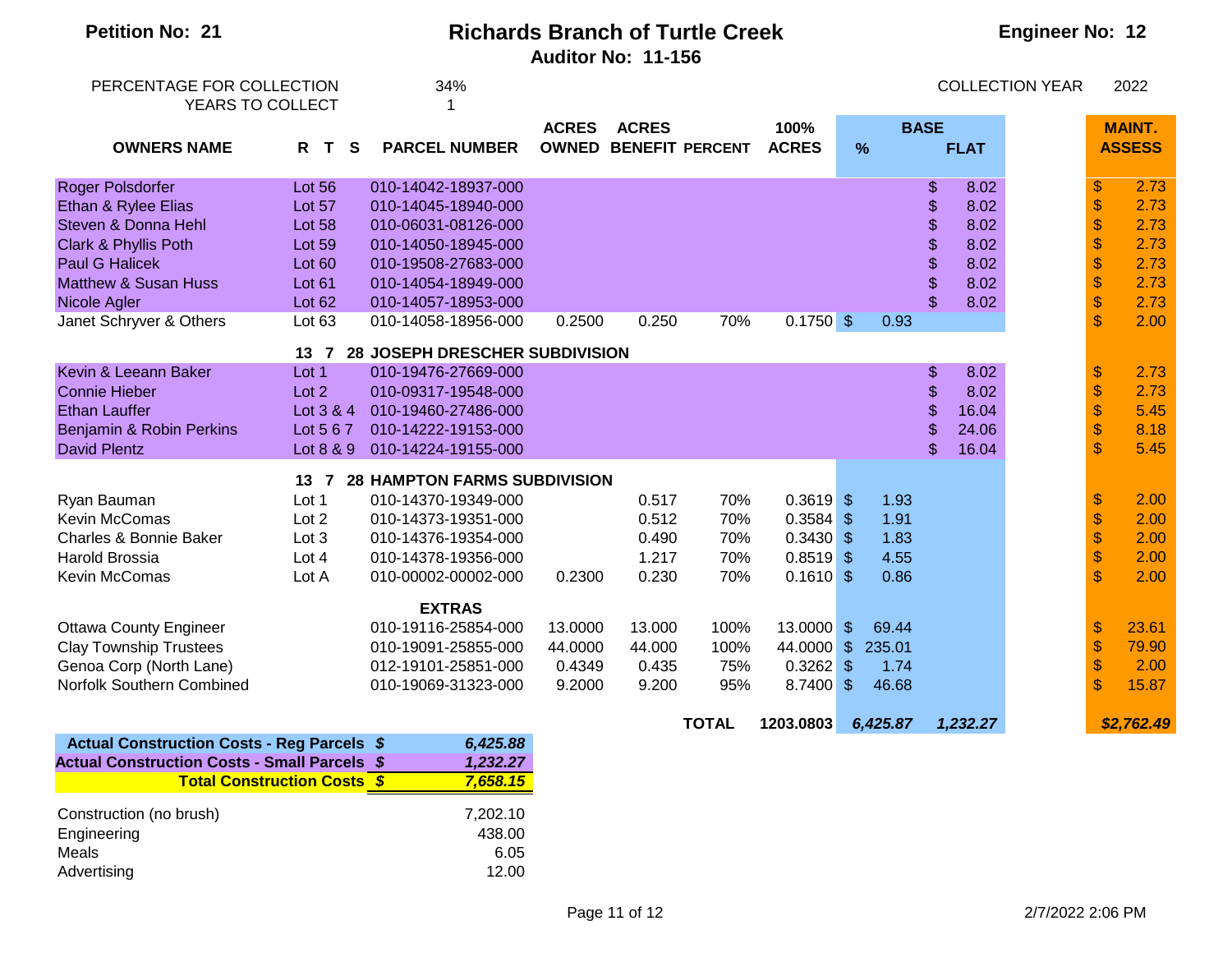**Petition No: 21**

# Richards Branch of Turtle Creek

**Auditor No: 11-156**

**Engineer No: 12**

| | | | |
|---|---|---|---|
| PERCENTAGE FOR COLLECTION | 34% | COLLECTION YEAR | 2022 |
| YEARS TO COLLECT | 1 | | |

| OWNERS NAME | R T S | PARCEL NUMBER | ACRES OWNED | ACRES BENEFIT | PERCENT | 100% ACRES | BASE % | BASE FLAT | MAINT. ASSESS |
|---|---|---|---|---|---|---|---|---|---|
| Roger Polsdorfer | Lot 56 | 010-14042-18937-000 | | | | | | $ 8.02 | $ 2.73 |
| Ethan & Rylee Elias | Lot 57 | 010-14045-18940-000 | | | | | | $ 8.02 | $ 2.73 |
| Steven & Donna Hehl | Lot 58 | 010-06031-08126-000 | | | | | | $ 8.02 | $ 2.73 |
| Clark & Phyllis Poth | Lot 59 | 010-14050-18945-000 | | | | | | $ 8.02 | $ 2.73 |
| Paul G Halicek | Lot 60 | 010-19508-27683-000 | | | | | | $ 8.02 | $ 2.73 |
| Matthew & Susan Huss | Lot 61 | 010-14054-18949-000 | | | | | | $ 8.02 | $ 2.73 |
| Nicole Agler | Lot 62 | 010-14057-18953-000 | | | | | | $ 8.02 | $ 2.73 |
| Janet Schryver & Others | Lot 63 | 010-14058-18956-000 | 0.2500 | 0.250 | 70% | 0.1750 | $ 0.93 | | $ 2.00 |
| | **13 7 28** | **JOSEPH DRESCHER SUBDIVISION** | | | | | | | |
| Kevin & Leeann Baker | Lot 1 | 010-19476-27669-000 | | | | | | $ 8.02 | $ 2.73 |
| Connie Hieber | Lot 2 | 010-09317-19548-000 | | | | | | $ 8.02 | $ 2.73 |
| Ethan Lauffer | Lot 3 & 4 | 010-19460-27486-000 | | | | | | $ 16.04 | $ 5.45 |
| Benjamin & Robin Perkins | Lot 5 6 7 | 010-14222-19153-000 | | | | | | $ 24.06 | $ 8.18 |
| David Plentz | Lot 8 & 9 | 010-14224-19155-000 | | | | | | $ 16.04 | $ 5.45 |
| | **13 7 28** | **HAMPTON FARMS SUBDIVISION** | | | | | | | |
| Ryan Bauman | Lot 1 | 010-14370-19349-000 | | 0.517 | 70% | 0.3619 | $ 1.93 | | $ 2.00 |
| Kevin McComas | Lot 2 | 010-14373-19351-000 | | 0.512 | 70% | 0.3584 | $ 1.91 | | $ 2.00 |
| Charles & Bonnie Baker | Lot 3 | 010-14376-19354-000 | | 0.490 | 70% | 0.3430 | $ 1.83 | | $ 2.00 |
| Harold Brossia | Lot 4 | 010-14378-19356-000 | | 1.217 | 70% | 0.8519 | $ 4.55 | | $ 2.00 |
| Kevin McComas | Lot A | 010-00002-00002-000 | 0.2300 | 0.230 | 70% | 0.1610 | $ 0.86 | | $ 2.00 |
| | | **EXTRAS** | | | | | | | |
| Ottawa County Engineer | | 010-19116-25854-000 | 13.0000 | 13.000 | 100% | 13.0000 | $ 69.44 | | $ 23.61 |
| Clay Township Trustees | | 010-19091-25855-000 | 44.0000 | 44.000 | 100% | 44.0000 | $ 235.01 | | $ 79.90 |
| Genoa Corp (North Lane) | | 012-19101-25851-000 | 0.4349 | 0.435 | 75% | 0.3262 | $ 1.74 | | $ 2.00 |
| Norfolk Southern Combined | | 010-19069-31323-000 | 9.2000 | 9.200 | 95% | 8.7400 | $ 46.68 | | $ 15.87 |
| | | | | | **TOTAL** | **1203.0803** | ***6,425.87*** | ***1,232.27*** | ***$2,762.49*** |

| | |
|---|---|
| **Actual Construction Costs - Reg Parcels $** | ***6,425.88*** |
| **Actual Construction Costs - Small Parcels $** | ***1,232.27*** |
| **Total Construction Costs $** | ***7,658.15*** |

| | |
|---|---|
| Construction (no brush) | 7,202.10 |
| Engineering | 438.00 |
| Meals | 6.05 |
| Advertising | 12.00 |

2/7/2022 2:06 PM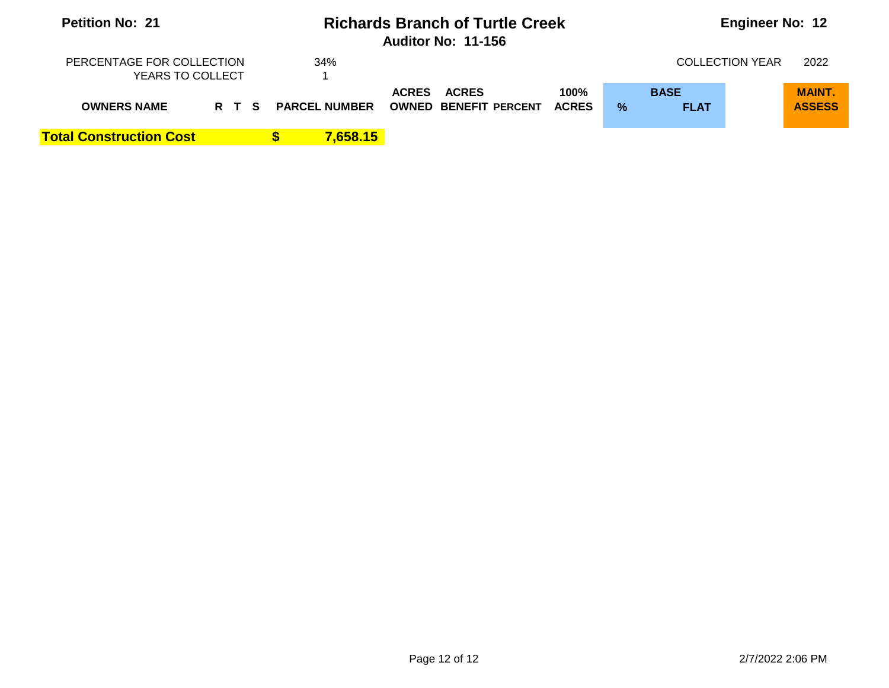**Petition No: 21** **Richards Branch of Turtle Creek** **Engineer No: 12**

**Auditor No: 11-156**

PERCENTAGE FOR COLLECTION 34%

YEARS TO COLLECT 1

COLLECTION YEAR 2022

| OWNERS NAME | R | T | S | PARCEL NUMBER | ACRES OWNED | ACRES BENEFIT | PERCENT | 100% ACRES | BASE % | BASE FLAT | MAINT. ASSESS |
|---|---|---|---|---|---|---|---|---|---|---|---|
| **Total Construction Cost** | | | | **$ 7,658.15** | | | | | | | |